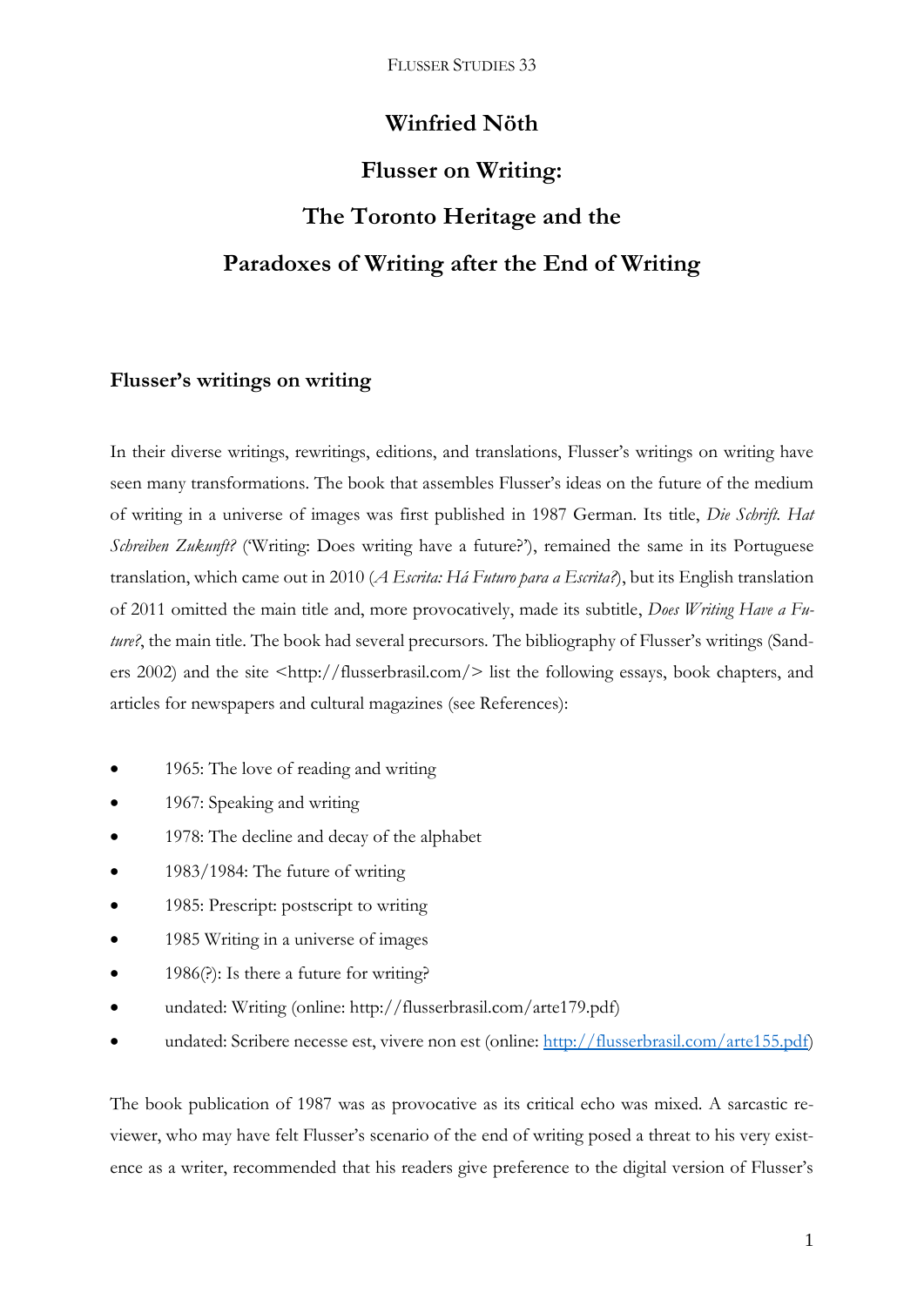# Winfried Nöth

# Flusser on Writing: The Toronto Heritage and the Paradoxes of Writing after the End of Writing

## Flusser's writings on writing

In their diverse writings, rewritings, editions, and translations, Flusser's writings on writing have seen many transformations. The book that assembles Flusser's ideas on the future of the medium of writing in a universe of images was first published in 1987 German. Its title, *Die Schrift. Hat Schreiben Zukunft?* ('Writing: Does writing have a future?'), remained the same in its Portuguese translation, which came out in 2010 (*A Escrita: Há Futuro para a Escrita?*), but its English translation of 2011 omitted the main title and, more provocatively, made its subtitle, *Does Writing Have a Future?*, the main title. The book had several precursors. The bibliography of Flusser's writings (Sanders 2002) and the site <http://flusserbrasil.com/> list the following essays, book chapters, and articles for newspapers and cultural magazines (see References):

- 1965: The love of reading and writing
- 1967: Speaking and writing
- 1978: The decline and decay of the alphabet
- 1983/1984: The future of writing
- 1985: Prescript: postscript to writing
- 1985 Writing in a universe of images
- 1986(?): Is there a future for writing?
- undated: Writing (online: http://flusserbrasil.com/arte179.pdf)
- undated: Scribere necesse est, vivere non est (online: http://flusserbrasil.com/arte155.pdf)

The book publication of 1987 was as provocative as its critical echo was mixed. A sarcastic reviewer, who may have felt Flusser's scenario of the end of writing posed a threat to his very existence as a writer, recommended that his readers give preference to the digital version of Flusser's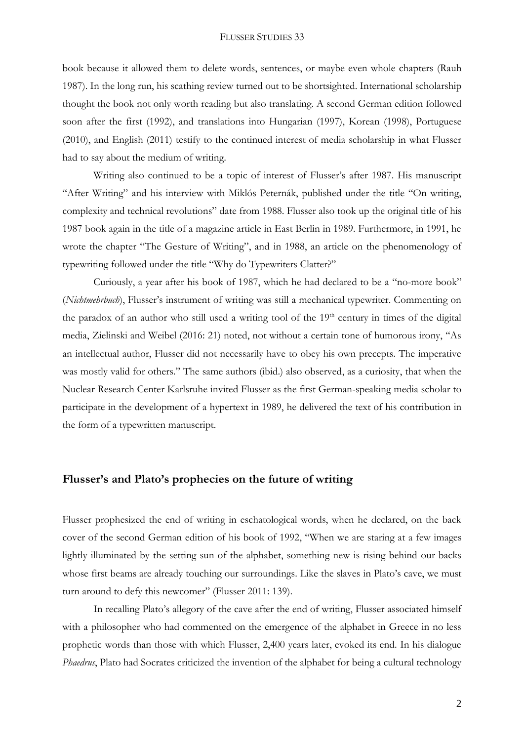book because it allowed them to delete words, sentences, or maybe even whole chapters (Rauh 1987). In the long run, his scathing review turned out to be shortsighted. International scholarship thought the book not only worth reading but also translating. A second German edition followed soon after the first (1992), and translations into Hungarian (1997), Korean (1998), Portuguese (2010), and English (2011) testify to the continued interest of media scholarship in what Flusser had to say about the medium of writing.

Writing also continued to be a topic of interest of Flusser's after 1987. His manuscript "After Writing" and his interview with Miklós Peternák, published under the title "On writing, complexity and technical revolutions" date from 1988. Flusser also took up the original title of his 1987 book again in the title of a magazine article in East Berlin in 1989. Furthermore, in 1991, he wrote the chapter "The Gesture of Writing", and in 1988, an article on the phenomenology of typewriting followed under the title "Why do Typewriters Clatter?"

Curiously, a year after his book of 1987, which he had declared to be a "no-more book" (*Nichtmehrbuch*), Flusser's instrument of writing was still a mechanical typewriter. Commenting on the paradox of an author who still used a writing tool of the 19th century in times of the digital media, Zielinski and Weibel (2016: 21) noted, not without a certain tone of humorous irony, "As an intellectual author, Flusser did not necessarily have to obey his own precepts. The imperative was mostly valid for others." The same authors (ibid.) also observed, as a curiosity, that when the Nuclear Research Center Karlsruhe invited Flusser as the first German-speaking media scholar to participate in the development of a hypertext in 1989, he delivered the text of his contribution in the form of a typewritten manuscript.

## Flusser's and Plato's prophecies on the future of writing

Flusser prophesized the end of writing in eschatological words, when he declared, on the back cover of the second German edition of his book of 1992, "When we are staring at a few images lightly illuminated by the setting sun of the alphabet, something new is rising behind our backs whose first beams are already touching our surroundings. Like the slaves in Plato's cave, we must turn around to defy this newcomer" (Flusser 2011: 139).

In recalling Plato's allegory of the cave after the end of writing, Flusser associated himself with a philosopher who had commented on the emergence of the alphabet in Greece in no less prophetic words than those with which Flusser, 2,400 years later, evoked its end. In his dialogue *Phaedrus*, Plato had Socrates criticized the invention of the alphabet for being a cultural technology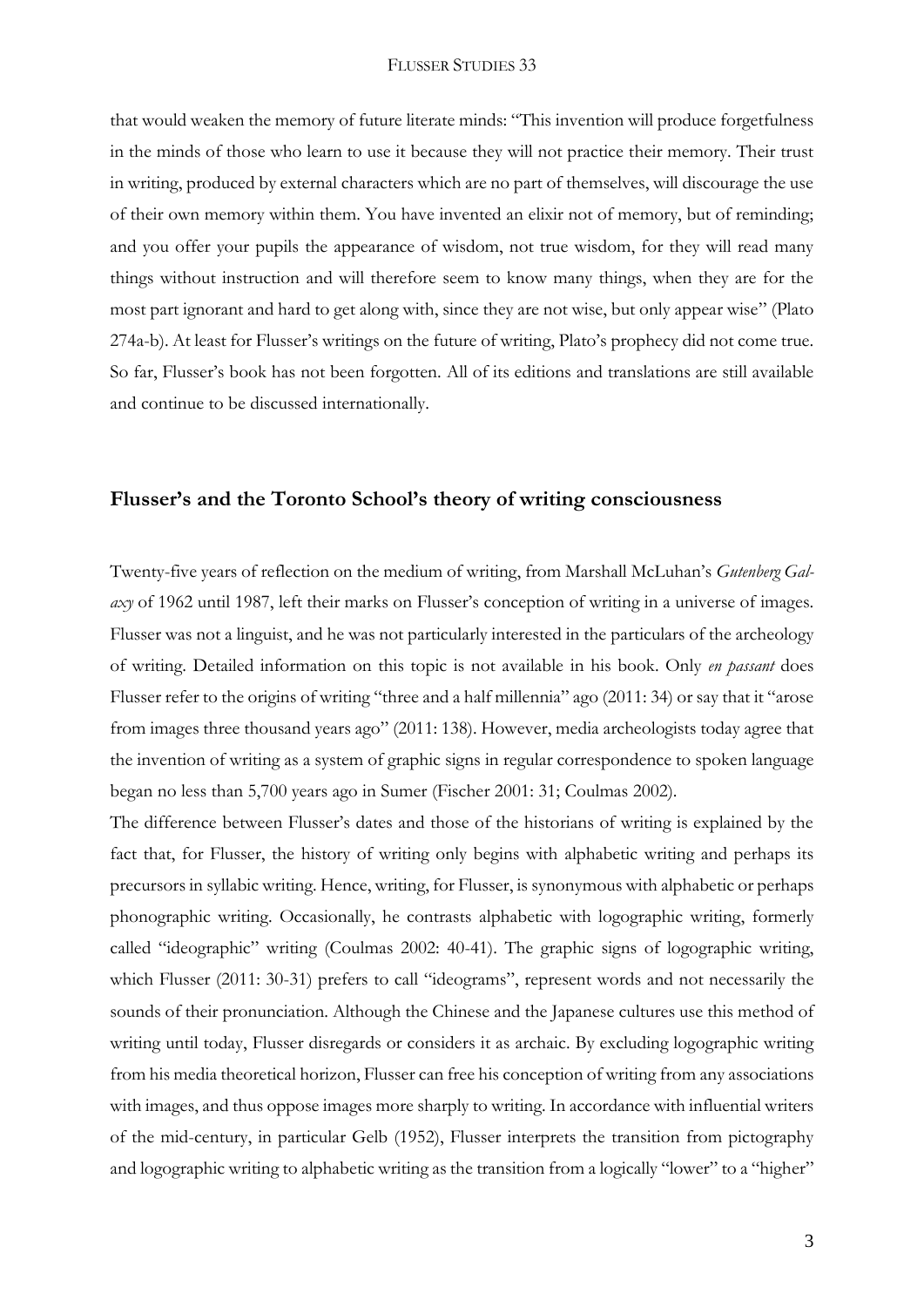that would weaken the memory of future literate minds: "This invention will produce forgetfulness in the minds of those who learn to use it because they will not practice their memory. Their trust in writing, produced by external characters which are no part of themselves, will discourage the use of their own memory within them. You have invented an elixir not of memory, but of reminding; and you offer your pupils the appearance of wisdom, not true wisdom, for they will read many things without instruction and will therefore seem to know many things, when they are for the most part ignorant and hard to get along with, since they are not wise, but only appear wise" (Plato 274a-b). At least for Flusser's writings on the future of writing, Plato's prophecy did not come true. So far, Flusser's book has not been forgotten. All of its editions and translations are still available and continue to be discussed internationally.

## Flusser's and the Toronto School's theory of writing consciousness

Twenty-five years of reflection on the medium of writing, from Marshall McLuhan's *Gutenberg Galaxy* of 1962 until 1987, left their marks on Flusser's conception of writing in a universe of images. Flusser was not a linguist, and he was not particularly interested in the particulars of the archeology of writing. Detailed information on this topic is not available in his book. Only *en passant* does Flusser refer to the origins of writing "three and a half millennia" ago (2011: 34) or say that it "arose from images three thousand years ago" (2011: 138). However, media archeologists today agree that the invention of writing as a system of graphic signs in regular correspondence to spoken language began no less than 5,700 years ago in Sumer (Fischer 2001: 31; Coulmas 2002).

The difference between Flusser's dates and those of the historians of writing is explained by the fact that, for Flusser, the history of writing only begins with alphabetic writing and perhaps its precursors in syllabic writing. Hence, writing, for Flusser, is synonymous with alphabetic or perhaps phonographic writing. Occasionally, he contrasts alphabetic with logographic writing, formerly called "ideographic" writing (Coulmas 2002: 40-41). The graphic signs of logographic writing, which Flusser (2011: 30-31) prefers to call "ideograms", represent words and not necessarily the sounds of their pronunciation. Although the Chinese and the Japanese cultures use this method of writing until today, Flusser disregards or considers it as archaic. By excluding logographic writing from his media theoretical horizon, Flusser can free his conception of writing from any associations with images, and thus oppose images more sharply to writing. In accordance with influential writers of the mid-century, in particular Gelb (1952), Flusser interprets the transition from pictography and logographic writing to alphabetic writing as the transition from a logically "lower" to a "higher"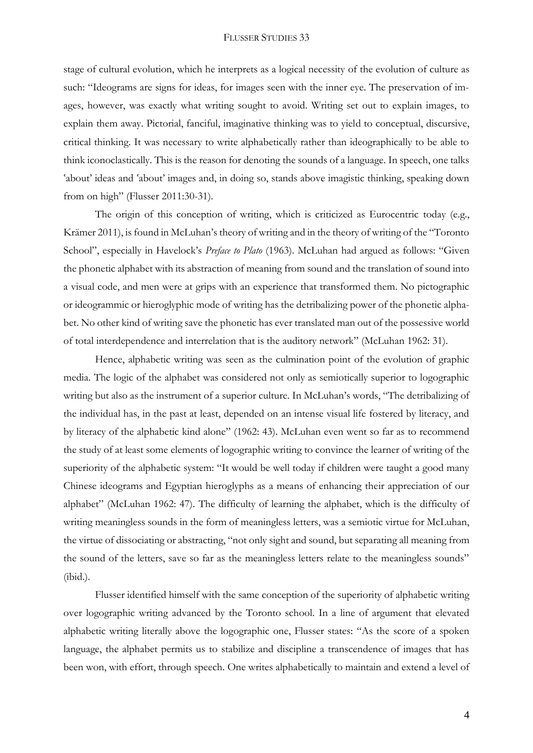stage of cultural evolution, which he interprets as a logical necessity of the evolution of culture as such: "Ideograms are signs for ideas, for images seen with the inner eye. The preservation of images, however, was exactly what writing sought to avoid. Writing set out to explain images, to explain them away. Pictorial, fanciful, imaginative thinking was to yield to conceptual, discursive, critical thinking. It was necessary to write alphabetically rather than ideographically to be able to think iconoclastically. This is the reason for denoting the sounds of a language. In speech, one talks 'about' ideas and 'about' images and, in doing so, stands above imagistic thinking, speaking down from on high" (Flusser 2011:30-31).

The origin of this conception of writing, which is criticized as Eurocentric today (e.g., Krämer 2011), is found in McLuhan's theory of writing and in the theory of writing of the "Toronto School", especially in Havelock's *Preface to Plato* (1963). McLuhan had argued as follows: "Given the phonetic alphabet with its abstraction of meaning from sound and the translation of sound into a visual code, and men were at grips with an experience that transformed them. No pictographic or ideogrammic or hieroglyphic mode of writing has the detribalizing power of the phonetic alphabet. No other kind of writing save the phonetic has ever translated man out of the possessive world of total interdependence and interrelation that is the auditory network" (McLuhan 1962: 31).

Hence, alphabetic writing was seen as the culmination point of the evolution of graphic media. The logic of the alphabet was considered not only as semiotically superior to logographic writing but also as the instrument of a superior culture. In McLuhan's words, "The detribalizing of the individual has, in the past at least, depended on an intense visual life fostered by literacy, and by literacy of the alphabetic kind alone" (1962: 43). McLuhan even went so far as to recommend the study of at least some elements of logographic writing to convince the learner of writing of the superiority of the alphabetic system: "It would be well today if children were taught a good many Chinese ideograms and Egyptian hieroglyphs as a means of enhancing their appreciation of our alphabet" (McLuhan 1962: 47). The difficulty of learning the alphabet, which is the difficulty of writing meaningless sounds in the form of meaningless letters, was a semiotic virtue for McLuhan, the virtue of dissociating or abstracting, "not only sight and sound, but separating all meaning from the sound of the letters, save so far as the meaningless letters relate to the meaningless sounds" (ibid.).

Flusser identified himself with the same conception of the superiority of alphabetic writing over logographic writing advanced by the Toronto school. In a line of argument that elevated alphabetic writing literally above the logographic one, Flusser states: "As the score of a spoken language, the alphabet permits us to stabilize and discipline a transcendence of images that has been won, with effort, through speech. One writes alphabetically to maintain and extend a level of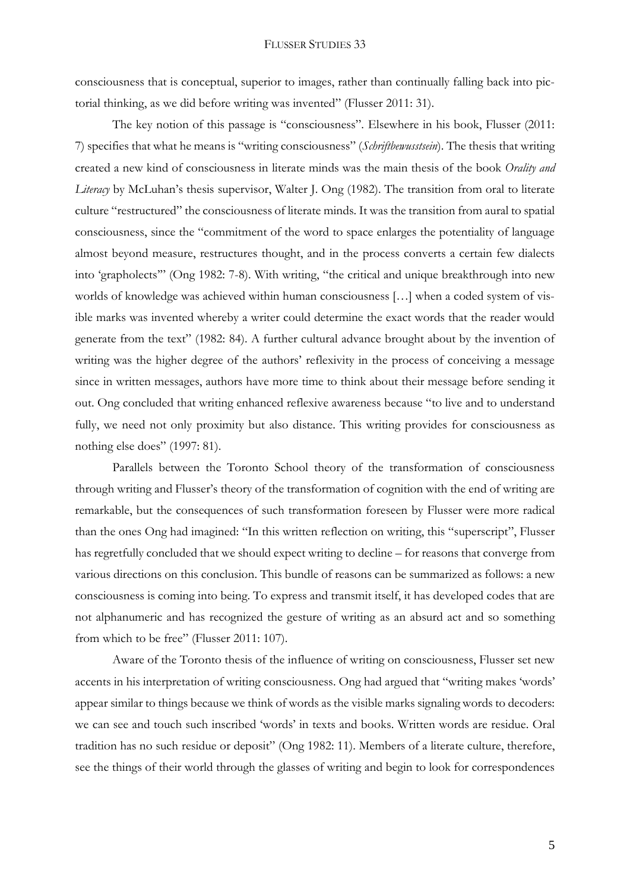consciousness that is conceptual, superior to images, rather than continually falling back into pictorial thinking, as we did before writing was invented" (Flusser 2011: 31).

The key notion of this passage is "consciousness". Elsewhere in his book, Flusser (2011: 7) specifies that what he means is "writing consciousness" (*Schriftbewusstsein*). The thesis that writing created a new kind of consciousness in literate minds was the main thesis of the book *Orality and Literacy* by McLuhan's thesis supervisor, Walter J. Ong (1982). The transition from oral to literate culture "restructured" the consciousness of literate minds. It was the transition from aural to spatial consciousness, since the "commitment of the word to space enlarges the potentiality of language almost beyond measure, restructures thought, and in the process converts a certain few dialects into 'grapholects'" (Ong 1982: 7-8). With writing, "the critical and unique breakthrough into new worlds of knowledge was achieved within human consciousness […] when a coded system of visible marks was invented whereby a writer could determine the exact words that the reader would generate from the text" (1982: 84). A further cultural advance brought about by the invention of writing was the higher degree of the authors' reflexivity in the process of conceiving a message since in written messages, authors have more time to think about their message before sending it out. Ong concluded that writing enhanced reflexive awareness because "to live and to understand fully, we need not only proximity but also distance. This writing provides for consciousness as nothing else does" (1997: 81).

Parallels between the Toronto School theory of the transformation of consciousness through writing and Flusser's theory of the transformation of cognition with the end of writing are remarkable, but the consequences of such transformation foreseen by Flusser were more radical than the ones Ong had imagined: "In this written reflection on writing, this "superscript", Flusser has regretfully concluded that we should expect writing to decline – for reasons that converge from various directions on this conclusion. This bundle of reasons can be summarized as follows: a new consciousness is coming into being. To express and transmit itself, it has developed codes that are not alphanumeric and has recognized the gesture of writing as an absurd act and so something from which to be free" (Flusser 2011: 107).

Aware of the Toronto thesis of the influence of writing on consciousness, Flusser set new accents in his interpretation of writing consciousness. Ong had argued that "writing makes 'words' appear similar to things because we think of words as the visible marks signaling words to decoders: we can see and touch such inscribed 'words' in texts and books. Written words are residue. Oral tradition has no such residue or deposit" (Ong 1982: 11). Members of a literate culture, therefore, see the things of their world through the glasses of writing and begin to look for correspondences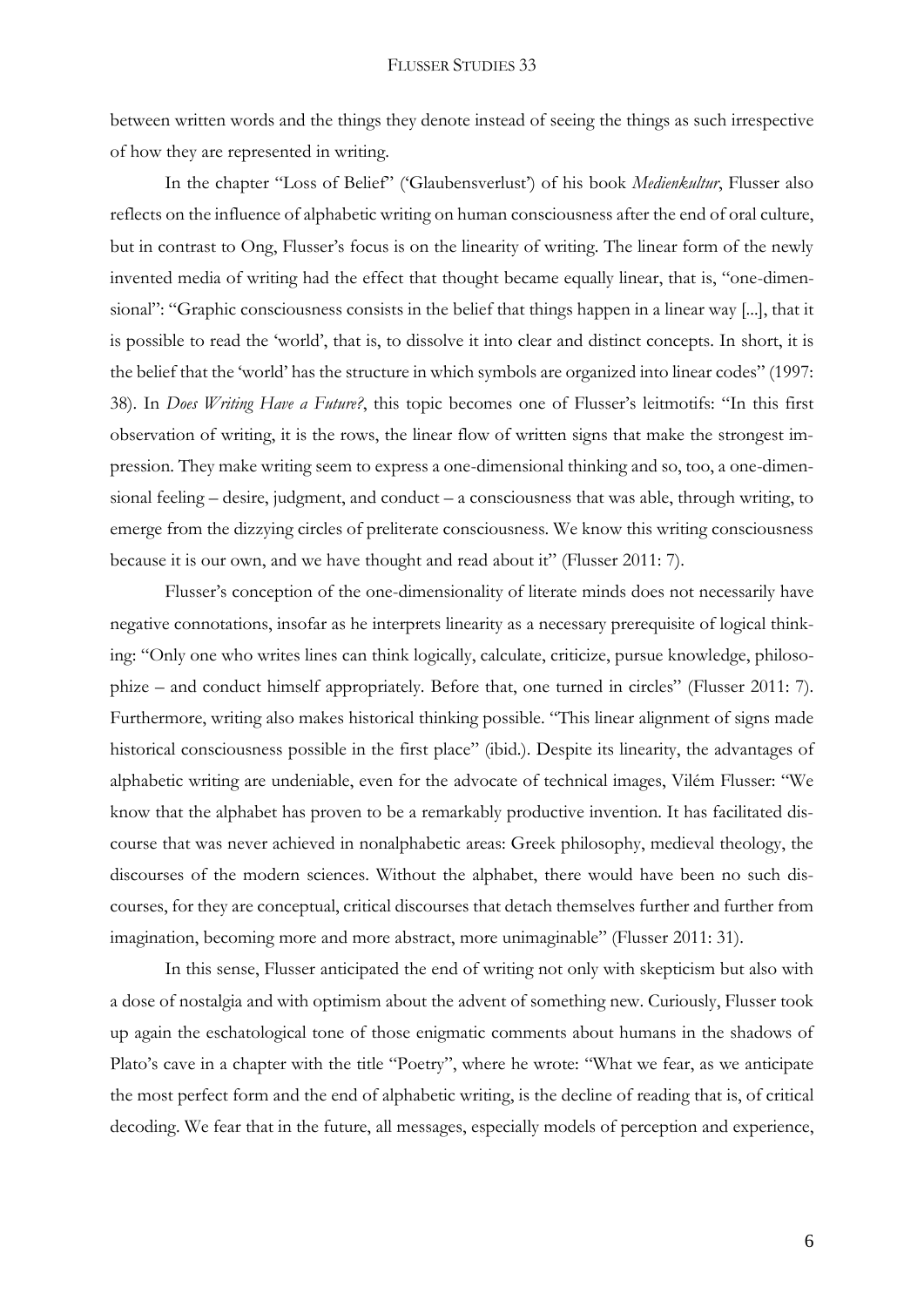between written words and the things they denote instead of seeing the things as such irrespective of how they are represented in writing.

In the chapter "Loss of Belief" ('Glaubensverlust') of his book *Medienkultur*, Flusser also reflects on the influence of alphabetic writing on human consciousness after the end of oral culture, but in contrast to Ong, Flusser's focus is on the linearity of writing. The linear form of the newly invented media of writing had the effect that thought became equally linear, that is, "one-dimensional": "Graphic consciousness consists in the belief that things happen in a linear way [...], that it is possible to read the 'world', that is, to dissolve it into clear and distinct concepts. In short, it is the belief that the 'world' has the structure in which symbols are organized into linear codes" (1997: 38). In *Does Writing Have a Future?*, this topic becomes one of Flusser's leitmotifs: "In this first observation of writing, it is the rows, the linear flow of written signs that make the strongest impression. They make writing seem to express a one-dimensional thinking and so, too, a one-dimensional feeling – desire, judgment, and conduct – a consciousness that was able, through writing, to emerge from the dizzying circles of preliterate consciousness. We know this writing consciousness because it is our own, and we have thought and read about it" (Flusser 2011: 7).

Flusser's conception of the one-dimensionality of literate minds does not necessarily have negative connotations, insofar as he interprets linearity as a necessary prerequisite of logical thinking: "Only one who writes lines can think logically, calculate, criticize, pursue knowledge, philosophize – and conduct himself appropriately. Before that, one turned in circles" (Flusser 2011: 7). Furthermore, writing also makes historical thinking possible. "This linear alignment of signs made historical consciousness possible in the first place" (ibid.). Despite its linearity, the advantages of alphabetic writing are undeniable, even for the advocate of technical images, Vilém Flusser: "We know that the alphabet has proven to be a remarkably productive invention. It has facilitated discourse that was never achieved in nonalphabetic areas: Greek philosophy, medieval theology, the discourses of the modern sciences. Without the alphabet, there would have been no such discourses, for they are conceptual, critical discourses that detach themselves further and further from imagination, becoming more and more abstract, more unimaginable" (Flusser 2011: 31).

In this sense, Flusser anticipated the end of writing not only with skepticism but also with a dose of nostalgia and with optimism about the advent of something new. Curiously, Flusser took up again the eschatological tone of those enigmatic comments about humans in the shadows of Plato's cave in a chapter with the title "Poetry", where he wrote: "What we fear, as we anticipate the most perfect form and the end of alphabetic writing, is the decline of reading that is, of critical decoding. We fear that in the future, all messages, especially models of perception and experience,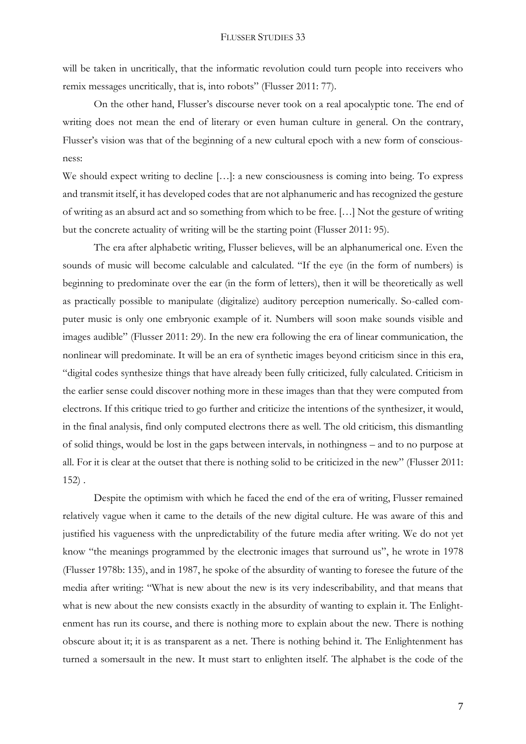will be taken in uncritically, that the informatic revolution could turn people into receivers who remix messages uncritically, that is, into robots" (Flusser 2011: 77).

On the other hand, Flusser's discourse never took on a real apocalyptic tone. The end of writing does not mean the end of literary or even human culture in general. On the contrary, Flusser's vision was that of the beginning of a new cultural epoch with a new form of consciousness:

We should expect writing to decline […]: a new consciousness is coming into being. To express and transmit itself, it has developed codes that are not alphanumeric and has recognized the gesture of writing as an absurd act and so something from which to be free. […] Not the gesture of writing but the concrete actuality of writing will be the starting point (Flusser 2011: 95).

The era after alphabetic writing, Flusser believes, will be an alphanumerical one. Even the sounds of music will become calculable and calculated. "If the eye (in the form of numbers) is beginning to predominate over the ear (in the form of letters), then it will be theoretically as well as practically possible to manipulate (digitalize) auditory perception numerically. So-called computer music is only one embryonic example of it. Numbers will soon make sounds visible and images audible" (Flusser 2011: 29). In the new era following the era of linear communication, the nonlinear will predominate. It will be an era of synthetic images beyond criticism since in this era, "digital codes synthesize things that have already been fully criticized, fully calculated. Criticism in the earlier sense could discover nothing more in these images than that they were computed from electrons. If this critique tried to go further and criticize the intentions of the synthesizer, it would, in the final analysis, find only computed electrons there as well. The old criticism, this dismantling of solid things, would be lost in the gaps between intervals, in nothingness – and to no purpose at all. For it is clear at the outset that there is nothing solid to be criticized in the new" (Flusser 2011: 152) .

Despite the optimism with which he faced the end of the era of writing, Flusser remained relatively vague when it came to the details of the new digital culture. He was aware of this and justified his vagueness with the unpredictability of the future media after writing. We do not yet know "the meanings programmed by the electronic images that surround us", he wrote in 1978 (Flusser 1978b: 135), and in 1987, he spoke of the absurdity of wanting to foresee the future of the media after writing: "What is new about the new is its very indescribability, and that means that what is new about the new consists exactly in the absurdity of wanting to explain it. The Enlightenment has run its course, and there is nothing more to explain about the new. There is nothing obscure about it; it is as transparent as a net. There is nothing behind it. The Enlightenment has turned a somersault in the new. It must start to enlighten itself. The alphabet is the code of the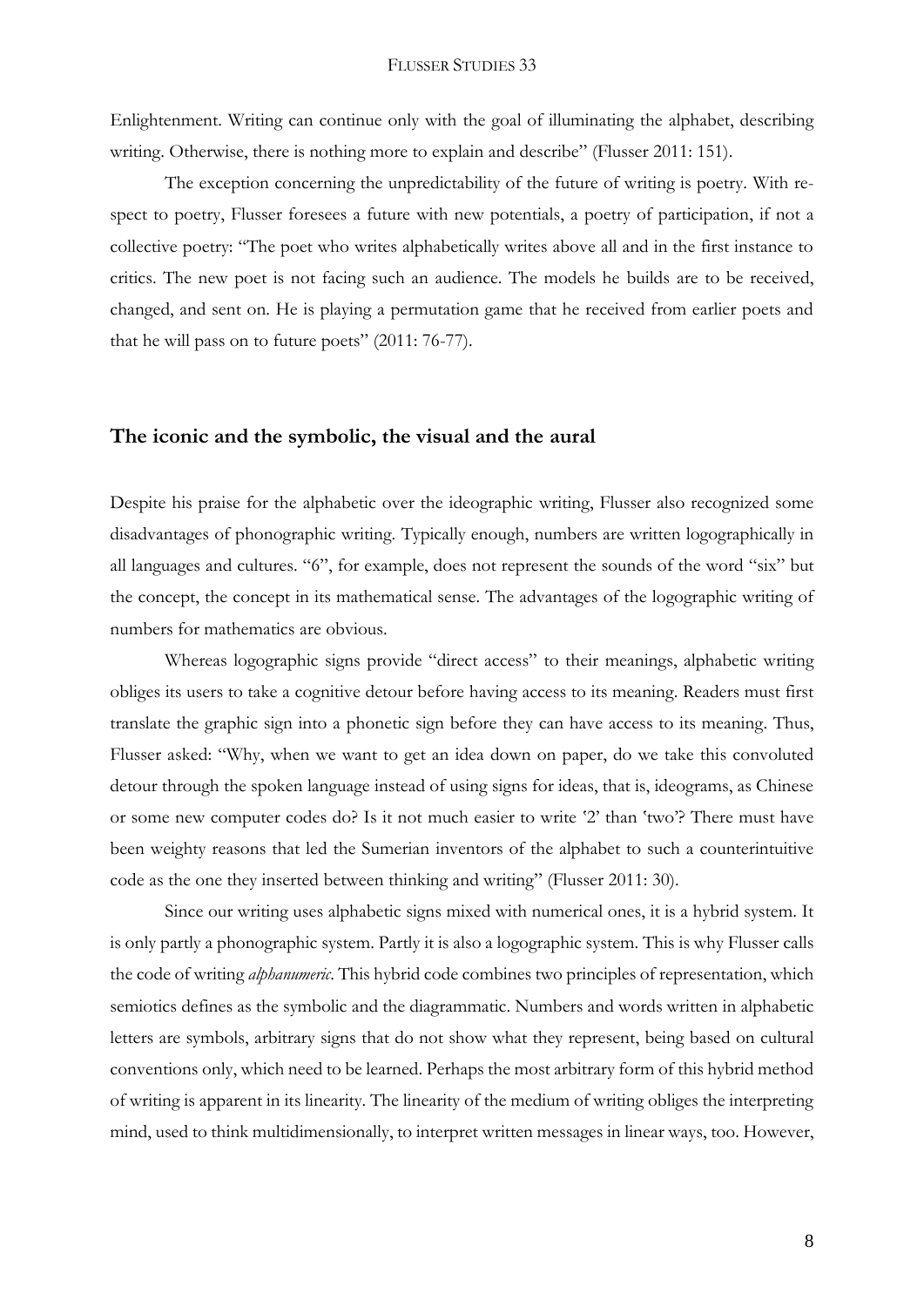Enlightenment. Writing can continue only with the goal of illuminating the alphabet, describing writing. Otherwise, there is nothing more to explain and describe" (Flusser 2011: 151).

The exception concerning the unpredictability of the future of writing is poetry. With respect to poetry, Flusser foresees a future with new potentials, a poetry of participation, if not a collective poetry: "The poet who writes alphabetically writes above all and in the first instance to critics. The new poet is not facing such an audience. The models he builds are to be received, changed, and sent on. He is playing a permutation game that he received from earlier poets and that he will pass on to future poets" (2011: 76-77).

## The iconic and the symbolic, the visual and the aural

Despite his praise for the alphabetic over the ideographic writing, Flusser also recognized some disadvantages of phonographic writing. Typically enough, numbers are written logographically in all languages and cultures. "6", for example, does not represent the sounds of the word "six" but the concept, the concept in its mathematical sense. The advantages of the logographic writing of numbers for mathematics are obvious.

Whereas logographic signs provide "direct access" to their meanings, alphabetic writing obliges its users to take a cognitive detour before having access to its meaning. Readers must first translate the graphic sign into a phonetic sign before they can have access to its meaning. Thus, Flusser asked: "Why, when we want to get an idea down on paper, do we take this convoluted detour through the spoken language instead of using signs for ideas, that is, ideograms, as Chinese or some new computer codes do? Is it not much easier to write '2' than 'two'? There must have been weighty reasons that led the Sumerian inventors of the alphabet to such a counterintuitive code as the one they inserted between thinking and writing" (Flusser 2011: 30).

Since our writing uses alphabetic signs mixed with numerical ones, it is a hybrid system. It is only partly a phonographic system. Partly it is also a logographic system. This is why Flusser calls the code of writing *alphanumeric*. This hybrid code combines two principles of representation, which semiotics defines as the symbolic and the diagrammatic. Numbers and words written in alphabetic letters are symbols, arbitrary signs that do not show what they represent, being based on cultural conventions only, which need to be learned. Perhaps the most arbitrary form of this hybrid method of writing is apparent in its linearity. The linearity of the medium of writing obliges the interpreting mind, used to think multidimensionally, to interpret written messages in linear ways, too. However,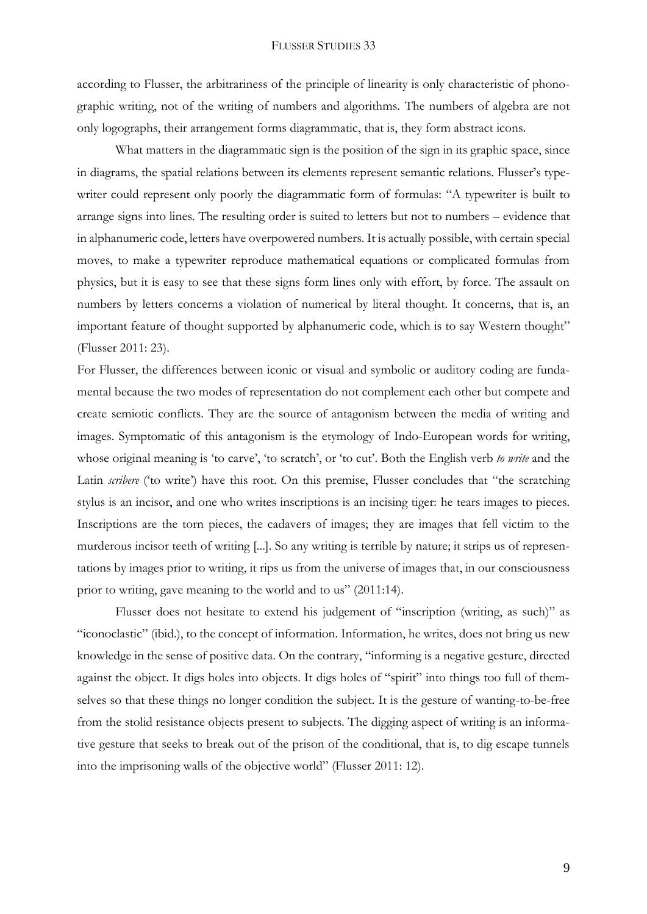according to Flusser, the arbitrariness of the principle of linearity is only characteristic of phonographic writing, not of the writing of numbers and algorithms. The numbers of algebra are not only logographs, their arrangement forms diagrammatic, that is, they form abstract icons.

What matters in the diagrammatic sign is the position of the sign in its graphic space, since in diagrams, the spatial relations between its elements represent semantic relations. Flusser's typewriter could represent only poorly the diagrammatic form of formulas: "A typewriter is built to arrange signs into lines. The resulting order is suited to letters but not to numbers – evidence that in alphanumeric code, letters have overpowered numbers. It is actually possible, with certain special moves, to make a typewriter reproduce mathematical equations or complicated formulas from physics, but it is easy to see that these signs form lines only with effort, by force. The assault on numbers by letters concerns a violation of numerical by literal thought. It concerns, that is, an important feature of thought supported by alphanumeric code, which is to say Western thought" (Flusser 2011: 23).

For Flusser, the differences between iconic or visual and symbolic or auditory coding are fundamental because the two modes of representation do not complement each other but compete and create semiotic conflicts. They are the source of antagonism between the media of writing and images. Symptomatic of this antagonism is the etymology of Indo-European words for writing, whose original meaning is 'to carve', 'to scratch', or 'to cut'. Both the English verb *to write* and the Latin *scribere* ('to write') have this root. On this premise, Flusser concludes that "the scratching stylus is an incisor, and one who writes inscriptions is an incising tiger: he tears images to pieces. Inscriptions are the torn pieces, the cadavers of images; they are images that fell victim to the murderous incisor teeth of writing [...]. So any writing is terrible by nature; it strips us of representations by images prior to writing, it rips us from the universe of images that, in our consciousness prior to writing, gave meaning to the world and to us" (2011:14).

Flusser does not hesitate to extend his judgement of "inscription (writing, as such)" as "iconoclastic" (ibid.), to the concept of information. Information, he writes, does not bring us new knowledge in the sense of positive data. On the contrary, "informing is a negative gesture, directed against the object. It digs holes into objects. It digs holes of "spirit" into things too full of themselves so that these things no longer condition the subject. It is the gesture of wanting-to-be-free from the stolid resistance objects present to subjects. The digging aspect of writing is an informative gesture that seeks to break out of the prison of the conditional, that is, to dig escape tunnels into the imprisoning walls of the objective world" (Flusser 2011: 12).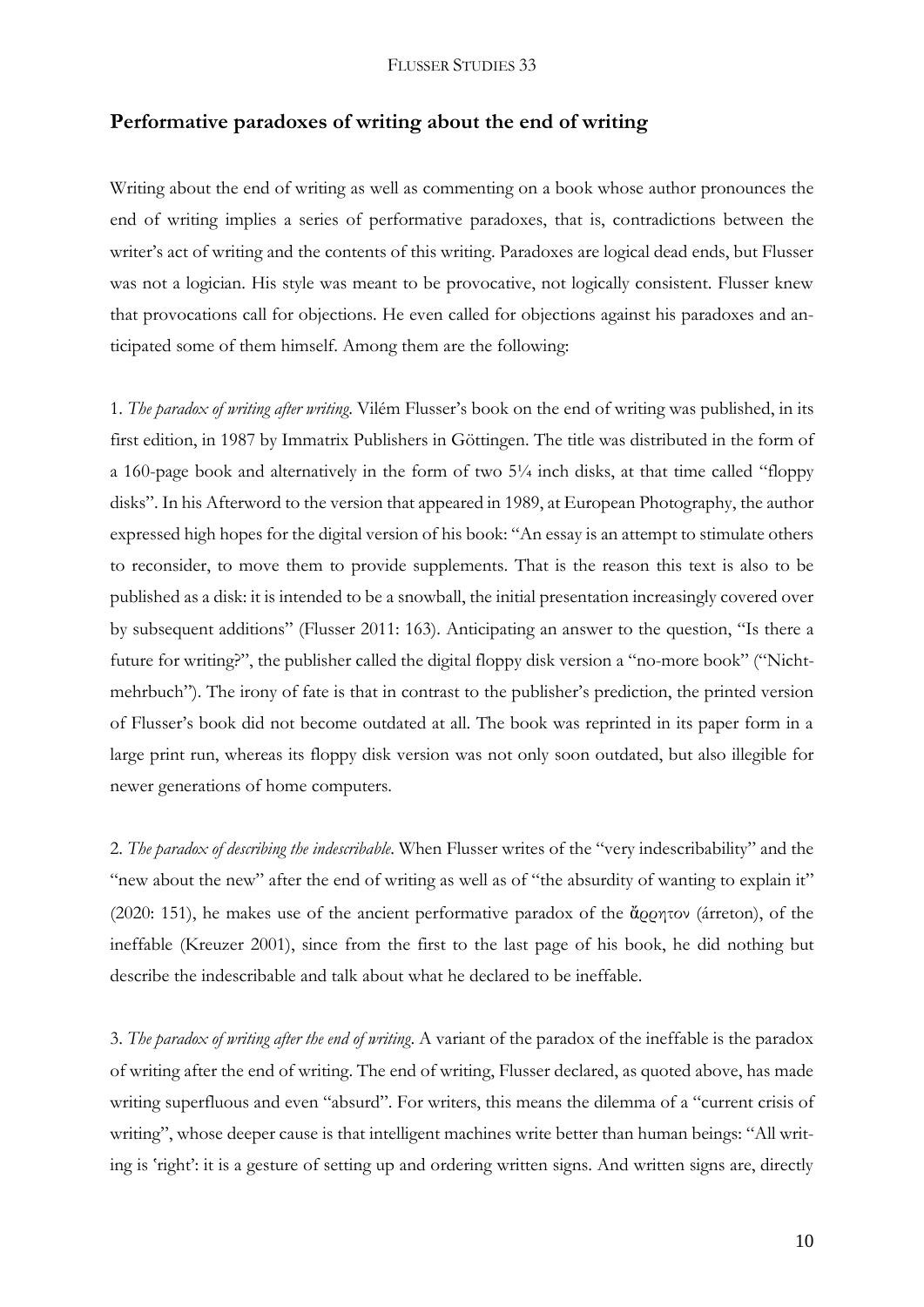## Performative paradoxes of writing about the end of writing

Writing about the end of writing as well as commenting on a book whose author pronounces the end of writing implies a series of performative paradoxes, that is, contradictions between the writer's act of writing and the contents of this writing. Paradoxes are logical dead ends, but Flusser was not a logician. His style was meant to be provocative, not logically consistent. Flusser knew that provocations call for objections. He even called for objections against his paradoxes and anticipated some of them himself. Among them are the following:

1. *The paradox of writing after writing*. Vilém Flusser's book on the end of writing was published, in its first edition, in 1987 by Immatrix Publishers in Göttingen. The title was distributed in the form of a 160-page book and alternatively in the form of two 5¼ inch disks, at that time called "floppy disks". In his Afterword to the version that appeared in 1989, at European Photography, the author expressed high hopes for the digital version of his book: "An essay is an attempt to stimulate others to reconsider, to move them to provide supplements. That is the reason this text is also to be published as a disk: it is intended to be a snowball, the initial presentation increasingly covered over by subsequent additions" (Flusser 2011: 163). Anticipating an answer to the question, "Is there a future for writing?", the publisher called the digital floppy disk version a "no-more book" ("Nichtmehrbuch"). The irony of fate is that in contrast to the publisher's prediction, the printed version of Flusser's book did not become outdated at all. The book was reprinted in its paper form in a large print run, whereas its floppy disk version was not only soon outdated, but also illegible for newer generations of home computers.

2. *The paradox of describing the indescribable*. When Flusser writes of the "very indescribability" and the "new about the new" after the end of writing as well as of "the absurdity of wanting to explain it" (2020: 151), he makes use of the ancient performative paradox of the ἄρρητον (árreton), of the ineffable (Kreuzer 2001), since from the first to the last page of his book, he did nothing but describe the indescribable and talk about what he declared to be ineffable.

3. *The paradox of writing after the end of writing*. A variant of the paradox of the ineffable is the paradox of writing after the end of writing. The end of writing, Flusser declared, as quoted above, has made writing superfluous and even "absurd". For writers, this means the dilemma of a "current crisis of writing", whose deeper cause is that intelligent machines write better than human beings: "All writing is 'right': it is a gesture of setting up and ordering written signs. And written signs are, directly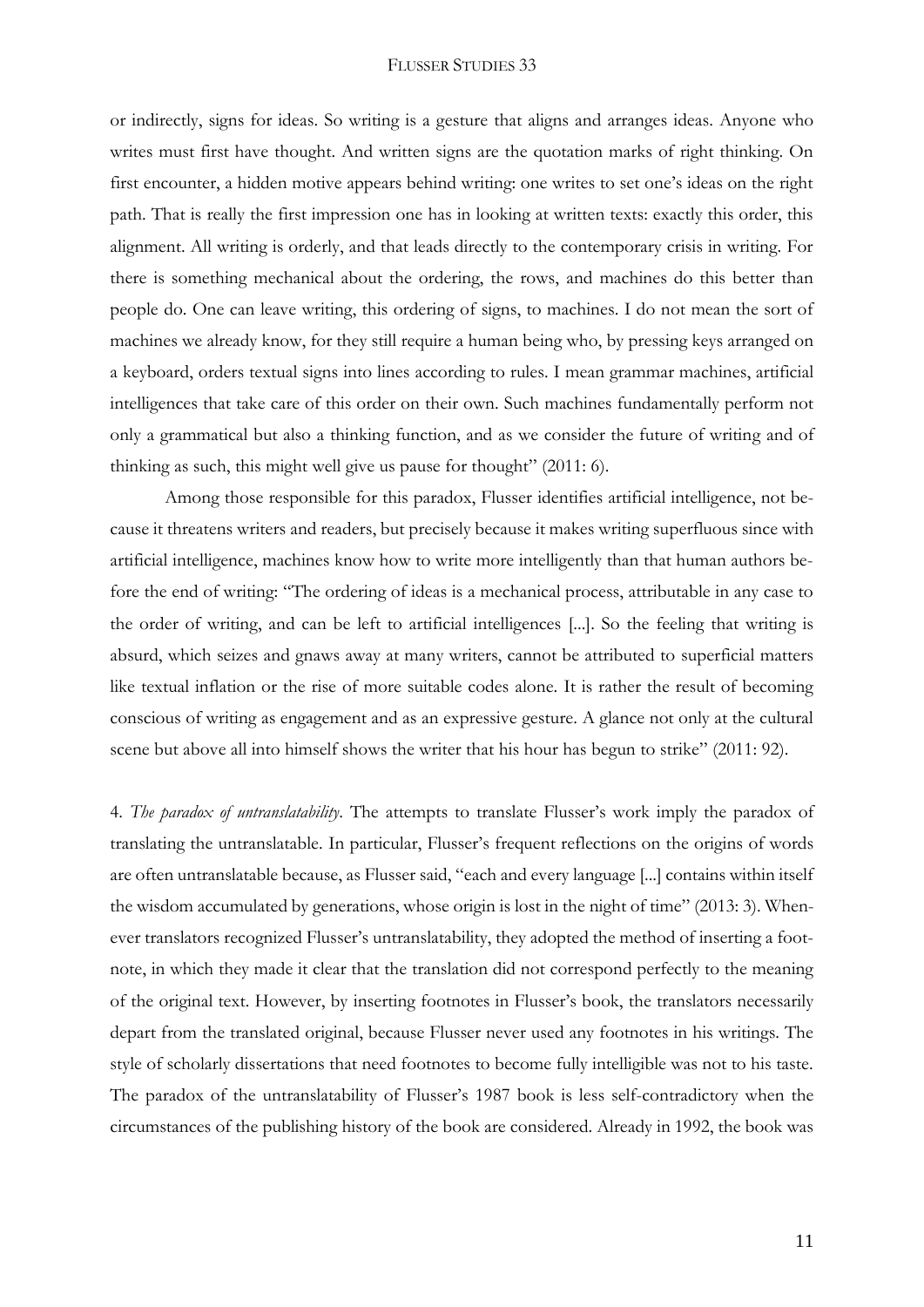or indirectly, signs for ideas. So writing is a gesture that aligns and arranges ideas. Anyone who writes must first have thought. And written signs are the quotation marks of right thinking. On first encounter, a hidden motive appears behind writing: one writes to set one's ideas on the right path. That is really the first impression one has in looking at written texts: exactly this order, this alignment. All writing is orderly, and that leads directly to the contemporary crisis in writing. For there is something mechanical about the ordering, the rows, and machines do this better than people do. One can leave writing, this ordering of signs, to machines. I do not mean the sort of machines we already know, for they still require a human being who, by pressing keys arranged on a keyboard, orders textual signs into lines according to rules. I mean grammar machines, artificial intelligences that take care of this order on their own. Such machines fundamentally perform not only a grammatical but also a thinking function, and as we consider the future of writing and of thinking as such, this might well give us pause for thought" (2011: 6).

Among those responsible for this paradox, Flusser identifies artificial intelligence, not because it threatens writers and readers, but precisely because it makes writing superfluous since with artificial intelligence, machines know how to write more intelligently than that human authors before the end of writing: "The ordering of ideas is a mechanical process, attributable in any case to the order of writing, and can be left to artificial intelligences [...]. So the feeling that writing is absurd, which seizes and gnaws away at many writers, cannot be attributed to superficial matters like textual inflation or the rise of more suitable codes alone. It is rather the result of becoming conscious of writing as engagement and as an expressive gesture. A glance not only at the cultural scene but above all into himself shows the writer that his hour has begun to strike" (2011: 92).

4. *The paradox of untranslatability*. The attempts to translate Flusser's work imply the paradox of translating the untranslatable. In particular, Flusser's frequent reflections on the origins of words are often untranslatable because, as Flusser said, "each and every language [...] contains within itself the wisdom accumulated by generations, whose origin is lost in the night of time" (2013: 3). Whenever translators recognized Flusser's untranslatability, they adopted the method of inserting a footnote, in which they made it clear that the translation did not correspond perfectly to the meaning of the original text. However, by inserting footnotes in Flusser's book, the translators necessarily depart from the translated original, because Flusser never used any footnotes in his writings. The style of scholarly dissertations that need footnotes to become fully intelligible was not to his taste. The paradox of the untranslatability of Flusser's 1987 book is less self-contradictory when the circumstances of the publishing history of the book are considered. Already in 1992, the book was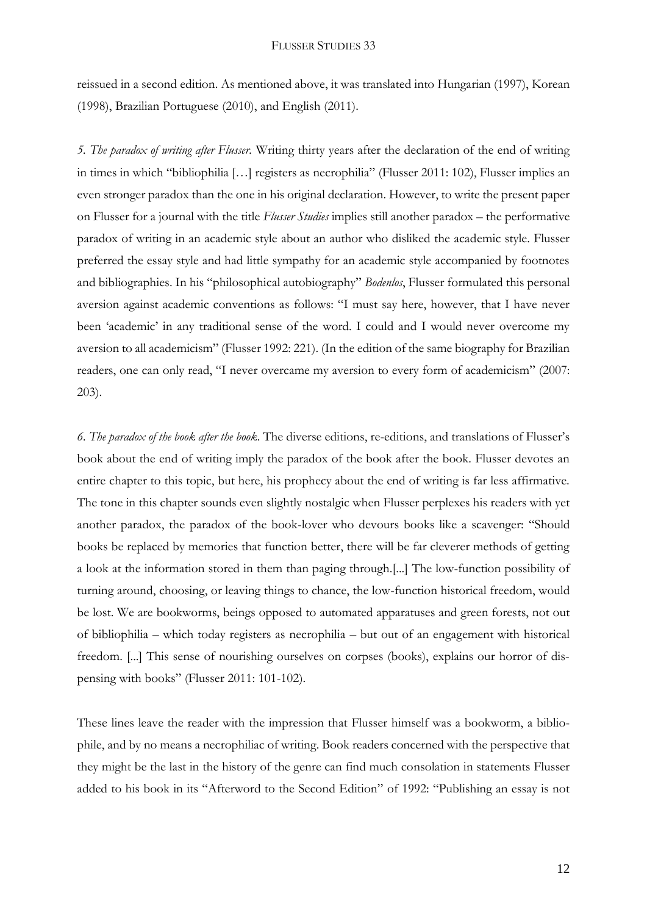reissued in a second edition. As mentioned above, it was translated into Hungarian (1997), Korean (1998), Brazilian Portuguese (2010), and English (2011).

*5. The paradox of writing after Flusser.* Writing thirty years after the declaration of the end of writing in times in which "bibliophilia […] registers as necrophilia" (Flusser 2011: 102), Flusser implies an even stronger paradox than the one in his original declaration. However, to write the present paper on Flusser for a journal with the title *Flusser Studies* implies still another paradox – the performative paradox of writing in an academic style about an author who disliked the academic style. Flusser preferred the essay style and had little sympathy for an academic style accompanied by footnotes and bibliographies. In his "philosophical autobiography" *Bodenlos*, Flusser formulated this personal aversion against academic conventions as follows: "I must say here, however, that I have never been 'academic' in any traditional sense of the word. I could and I would never overcome my aversion to all academicism" (Flusser 1992: 221). (In the edition of the same biography for Brazilian readers, one can only read, "I never overcame my aversion to every form of academicism" (2007: 203).

*6. The paradox of the book after the book.* The diverse editions, re-editions, and translations of Flusser's book about the end of writing imply the paradox of the book after the book. Flusser devotes an entire chapter to this topic, but here, his prophecy about the end of writing is far less affirmative. The tone in this chapter sounds even slightly nostalgic when Flusser perplexes his readers with yet another paradox, the paradox of the book-lover who devours books like a scavenger: "Should books be replaced by memories that function better, there will be far cleverer methods of getting a look at the information stored in them than paging through.[...] The low-function possibility of turning around, choosing, or leaving things to chance, the low-function historical freedom, would be lost. We are bookworms, beings opposed to automated apparatuses and green forests, not out of bibliophilia – which today registers as necrophilia – but out of an engagement with historical freedom. [...] This sense of nourishing ourselves on corpses (books), explains our horror of dispensing with books" (Flusser 2011: 101-102).

These lines leave the reader with the impression that Flusser himself was a bookworm, a bibliophile, and by no means a necrophiliac of writing. Book readers concerned with the perspective that they might be the last in the history of the genre can find much consolation in statements Flusser added to his book in its "Afterword to the Second Edition" of 1992: "Publishing an essay is not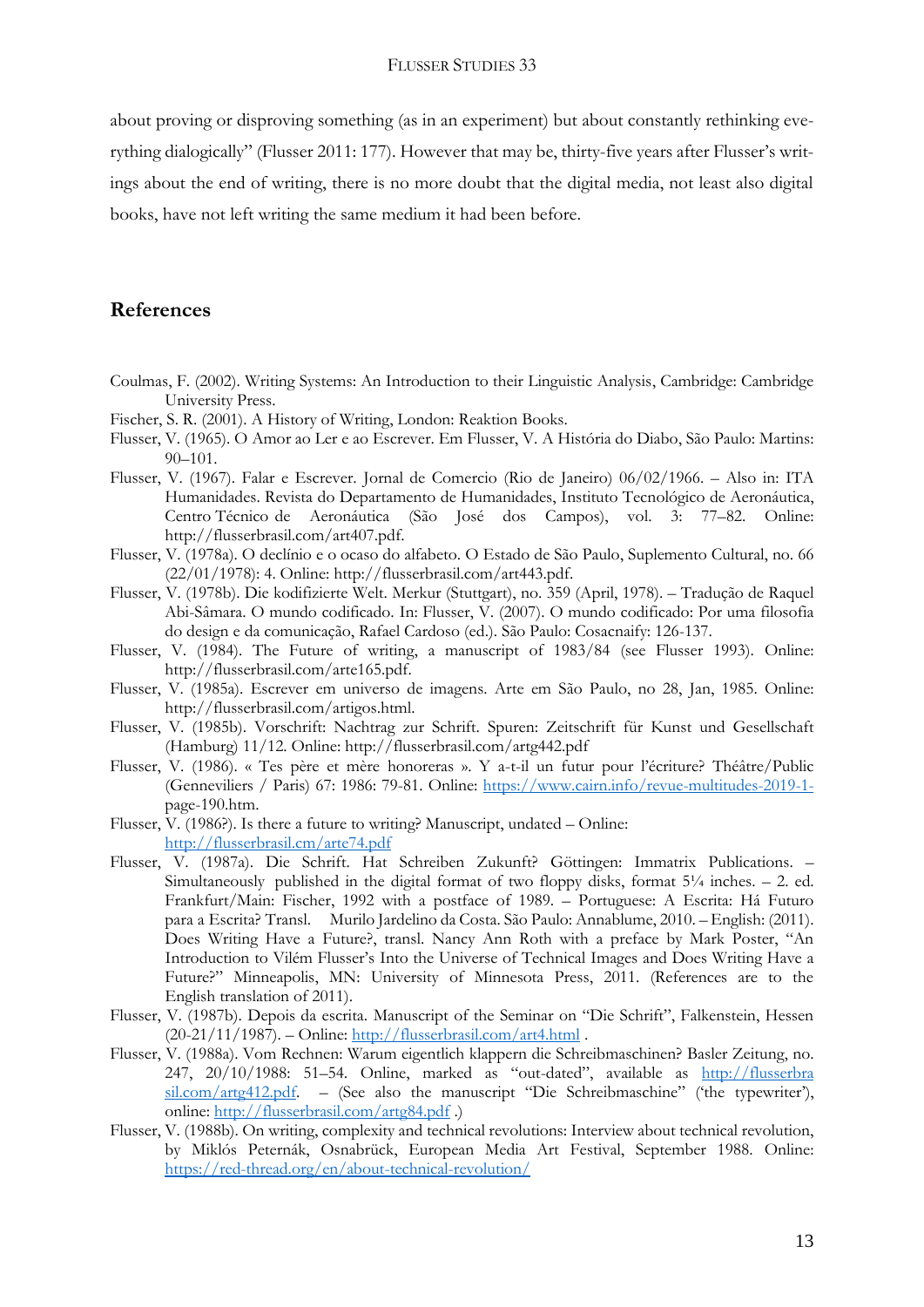about proving or disproving something (as in an experiment) but about constantly rethinking everything dialogically" (Flusser 2011: 177). However that may be, thirty-five years after Flusser's writings about the end of writing, there is no more doubt that the digital media, not least also digital books, have not left writing the same medium it had been before.

## References

Coulmas, F. (2002). Writing Systems: An Introduction to their Linguistic Analysis, Cambridge: Cambridge University Press.

Fischer, S. R. (2001). A History of Writing, London: Reaktion Books.

Flusser, V. (1965). O Amor ao Ler e ao Escrever. Em Flusser, V. A História do Diabo, São Paulo: Martins: 90–101.

Flusser, V. (1967). Falar e Escrever. Jornal de Comercio (Rio de Janeiro) 06/02/1966. – Also in: ITA Humanidades. Revista do Departamento de Humanidades, Instituto Tecnológico de Aeronáutica, Centro Técnico de Aeronáutica (São José dos Campos), vol. 3: 77–82. Online: http://flusserbrasil.com/art407.pdf.

Flusser, V. (1978a). O declínio e o ocaso do alfabeto. O Estado de São Paulo, Suplemento Cultural, no. 66 (22/01/1978): 4. Online: http://flusserbrasil.com/art443.pdf.

Flusser, V. (1978b). Die kodifizierte Welt. Merkur (Stuttgart), no. 359 (April, 1978). – Tradução de Raquel Abi-Sâmara. O mundo codificado. In: Flusser, V. (2007). O mundo codificado: Por uma filosofia do design e da comunicação, Rafael Cardoso (ed.). São Paulo: Cosacnaify: 126-137.

Flusser, V. (1984). The Future of writing, a manuscript of 1983/84 (see Flusser 1993). Online: http://flusserbrasil.com/arte165.pdf.

Flusser, V. (1985a). Escrever em universo de imagens. Arte em São Paulo, no 28, Jan, 1985. Online: http://flusserbrasil.com/artigos.html.

Flusser, V. (1985b). Vorschrift: Nachtrag zur Schrift. Spuren: Zeitschrift für Kunst und Gesellschaft (Hamburg) 11/12. Online: http://flusserbrasil.com/artg442.pdf

Flusser, V. (1986). « Tes père et mère honoreras ». Y a-t-il un futur pour l'écriture? Théâtre/Public (Genneviliers / Paris) 67: 1986: 79-81. Online: https://www.cairn.info/revue-multitudes-2019-1-page-190.htm.

Flusser, V. (1986?). Is there a future to writing? Manuscript, undated – Online: http://flusserbrasil.cm/arte74.pdf

Flusser, V. (1987a). Die Schrift. Hat Schreiben Zukunft? Göttingen: Immatrix Publications. – Simultaneously published in the digital format of two floppy disks, format 5¼ inches. – 2. ed. Frankfurt/Main: Fischer, 1992 with a postface of 1989. – Portuguese: A Escrita: Há Futuro para a Escrita? Transl. Murilo Jardelino da Costa. São Paulo: Annablume, 2010. – English: (2011). Does Writing Have a Future?, transl. Nancy Ann Roth with a preface by Mark Poster, "An Introduction to Vilém Flusser's Into the Universe of Technical Images and Does Writing Have a Future?" Minneapolis, MN: University of Minnesota Press, 2011. (References are to the English translation of 2011).

Flusser, V. (1987b). Depois da escrita. Manuscript of the Seminar on "Die Schrift", Falkenstein, Hessen (20-21/11/1987). – Online: http://flusserbrasil.com/art4.html .

Flusser, V. (1988a). Vom Rechnen: Warum eigentlich klappern die Schreibmaschinen? Basler Zeitung, no. 247, 20/10/1988: 51–54. Online, marked as "out-dated", available as http://flusserbrasil.com/artg412.pdf. – (See also the manuscript "Die Schreibmaschine" ('the typewriter'), online: http://flusserbrasil.com/artg84.pdf .)

Flusser, V. (1988b). On writing, complexity and technical revolutions: Interview about technical revolution, by Miklós Peternák, Osnabrück, European Media Art Festival, September 1988. Online: https://red-thread.org/en/about-technical-revolution/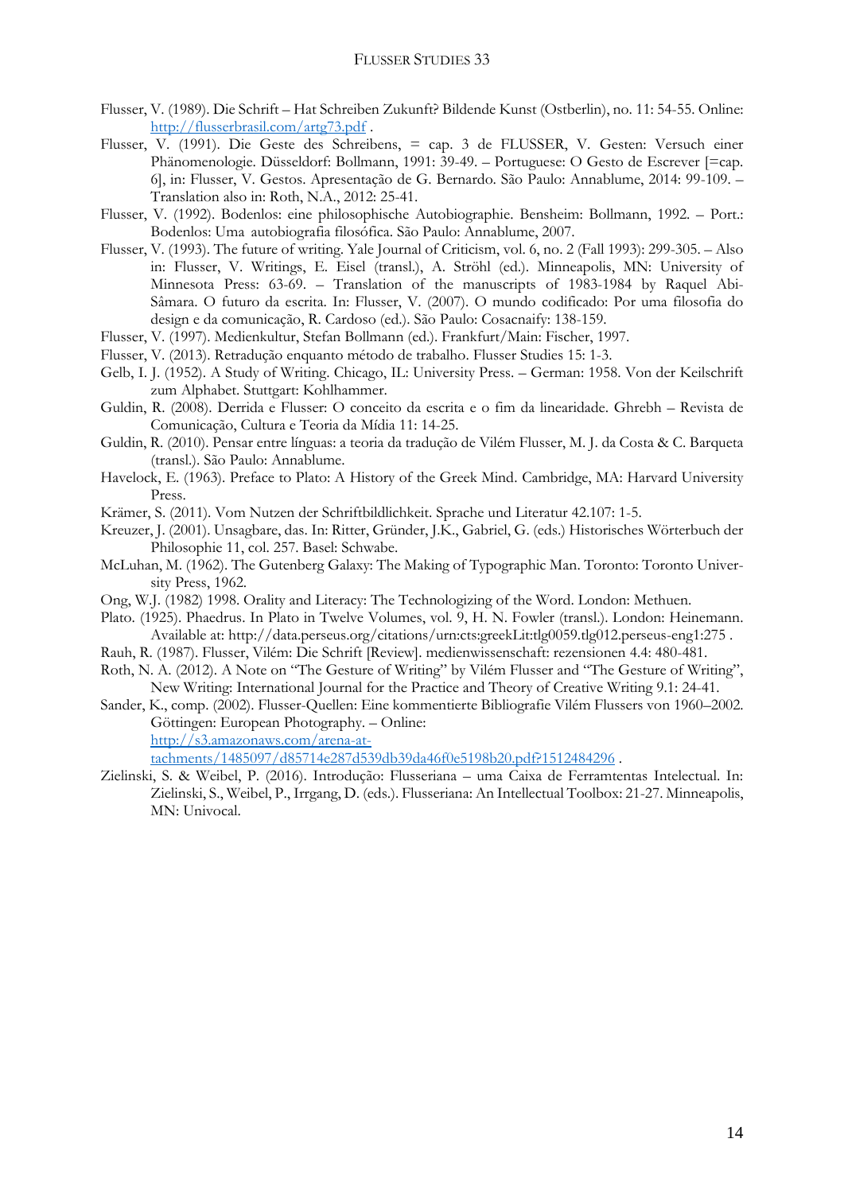Flusser, V. (1989). Die Schrift – Hat Schreiben Zukunft? Bildende Kunst (Ostberlin), no. 11: 54-55. Online: http://flusserbrasil.com/artg73.pdf .

Flusser, V. (1991). Die Geste des Schreibens, = cap. 3 de FLUSSER, V. Gesten: Versuch einer Phänomenologie. Düsseldorf: Bollmann, 1991: 39-49. – Portuguese: O Gesto de Escrever [=cap. 6], in: Flusser, V. Gestos. Apresentação de G. Bernardo. São Paulo: Annablume, 2014: 99-109. – Translation also in: Roth, N.A., 2012: 25-41.

Flusser, V. (1992). Bodenlos: eine philosophische Autobiographie. Bensheim: Bollmann, 1992. – Port.: Bodenlos: Uma autobiografia filosófica. São Paulo: Annablume, 2007.

Flusser, V. (1993). The future of writing. Yale Journal of Criticism, vol. 6, no. 2 (Fall 1993): 299-305. – Also in: Flusser, V. Writings, E. Eisel (transl.), A. Ströhl (ed.). Minneapolis, MN: University of Minnesota Press: 63-69. – Translation of the manuscripts of 1983-1984 by Raquel Abi-Sâmara. O futuro da escrita. In: Flusser, V. (2007). O mundo codificado: Por uma filosofia do design e da comunicação, R. Cardoso (ed.). São Paulo: Cosacnaify: 138-159.

Flusser, V. (1997). Medienkultur, Stefan Bollmann (ed.). Frankfurt/Main: Fischer, 1997.

Flusser, V. (2013). Retradução enquanto método de trabalho. Flusser Studies 15: 1-3.

Gelb, I. J. (1952). A Study of Writing. Chicago, IL: University Press. – German: 1958. Von der Keilschrift zum Alphabet. Stuttgart: Kohlhammer.

Guldin, R. (2008). Derrida e Flusser: O conceito da escrita e o fim da linearidade. Ghrebh – Revista de Comunicação, Cultura e Teoria da Mídia 11: 14-25.

Guldin, R. (2010). Pensar entre línguas: a teoria da tradução de Vilém Flusser, M. J. da Costa & C. Barqueta (transl.). São Paulo: Annablume.

Havelock, E. (1963). Preface to Plato: A History of the Greek Mind. Cambridge, MA: Harvard University Press.

Krämer, S. (2011). Vom Nutzen der Schriftbildlichkeit. Sprache und Literatur 42.107: 1-5.

Kreuzer, J. (2001). Unsagbare, das. In: Ritter, Gründer, J.K., Gabriel, G. (eds.) Historisches Wörterbuch der Philosophie 11, col. 257. Basel: Schwabe.

McLuhan, M. (1962). The Gutenberg Galaxy: The Making of Typographic Man. Toronto: Toronto University Press, 1962.

Ong, W.J. (1982) 1998. Orality and Literacy: The Technologizing of the Word. London: Methuen.

Plato. (1925). Phaedrus. In Plato in Twelve Volumes, vol. 9, H. N. Fowler (transl.). London: Heinemann. Available at: http://data.perseus.org/citations/urn:cts:greekLit:tlg0059.tlg012.perseus-eng1:275 .

Rauh, R. (1987). Flusser, Vilém: Die Schrift [Review]. medienwissenschaft: rezensionen 4.4: 480-481.

Roth, N. A. (2012). A Note on "The Gesture of Writing" by Vilém Flusser and "The Gesture of Writing", New Writing: International Journal for the Practice and Theory of Creative Writing 9.1: 24-41.

Sander, K., comp. (2002). Flusser-Quellen: Eine kommentierte Bibliografie Vilém Flussers von 1960–2002. Göttingen: European Photography. – Online: http://s3.amazonaws.com/arena-attachments/1485097/d85714e287d539db39da46f0e5198b20.pdf?1512484296 .

Zielinski, S. & Weibel, P. (2016). Introdução: Flusseriana – uma Caixa de Ferramtentas Intelectual. In: Zielinski, S., Weibel, P., Irrgang, D. (eds.). Flusseriana: An Intellectual Toolbox: 21-27. Minneapolis, MN: Univocal.